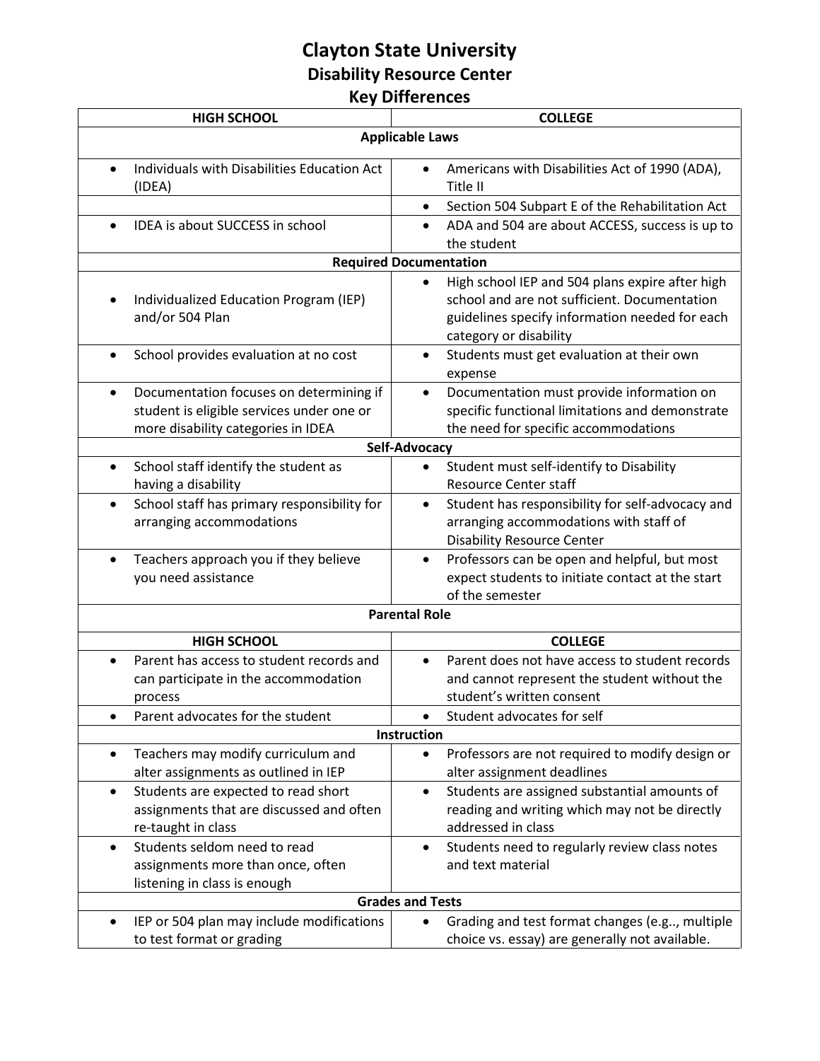# Clayton State University

## Disability Resource Center

## Key Differences

| HIGH SCHOOL | COLLEGE |
|---|---|
| **Applicable Laws** | |
| • Individuals with Disabilities Education Act (IDEA) | • Americans with Disabilities Act of 1990 (ADA), Title II |
| | • Section 504 Subpart E of the Rehabilitation Act |
| • IDEA is about SUCCESS in school | • ADA and 504 are about ACCESS, success is up to the student |
| **Required Documentation** | |
| • Individualized Education Program (IEP) and/or 504 Plan | • High school IEP and 504 plans expire after high school and are not sufficient. Documentation guidelines specify information needed for each category or disability |
| • School provides evaluation at no cost | • Students must get evaluation at their own expense |
| • Documentation focuses on determining if student is eligible services under one or more disability categories in IDEA | • Documentation must provide information on specific functional limitations and demonstrate the need for specific accommodations |
| **Self-Advocacy** | |
| • School staff identify the student as having a disability | • Student must self-identify to Disability Resource Center staff |
| • School staff has primary responsibility for arranging accommodations | • Student has responsibility for self-advocacy and arranging accommodations with staff of Disability Resource Center |
| • Teachers approach you if they believe you need assistance | • Professors can be open and helpful, but most expect students to initiate contact at the start of the semester |
| **Parental Role** | |
| **HIGH SCHOOL** | **COLLEGE** |
| • Parent has access to student records and can participate in the accommodation process | • Parent does not have access to student records and cannot represent the student without the student's written consent |
| • Parent advocates for the student | • Student advocates for self |
| **Instruction** | |
| • Teachers may modify curriculum and alter assignments as outlined in IEP | • Professors are not required to modify design or alter assignment deadlines |
| • Students are expected to read short assignments that are discussed and often re-taught in class | • Students are assigned substantial amounts of reading and writing which may not be directly addressed in class |
| • Students seldom need to read assignments more than once, often listening in class is enough | • Students need to regularly review class notes and text material |
| **Grades and Tests** | |
| • IEP or 504 plan may include modifications to test format or grading | • Grading and test format changes (e.g.., multiple choice vs. essay) are generally not available. |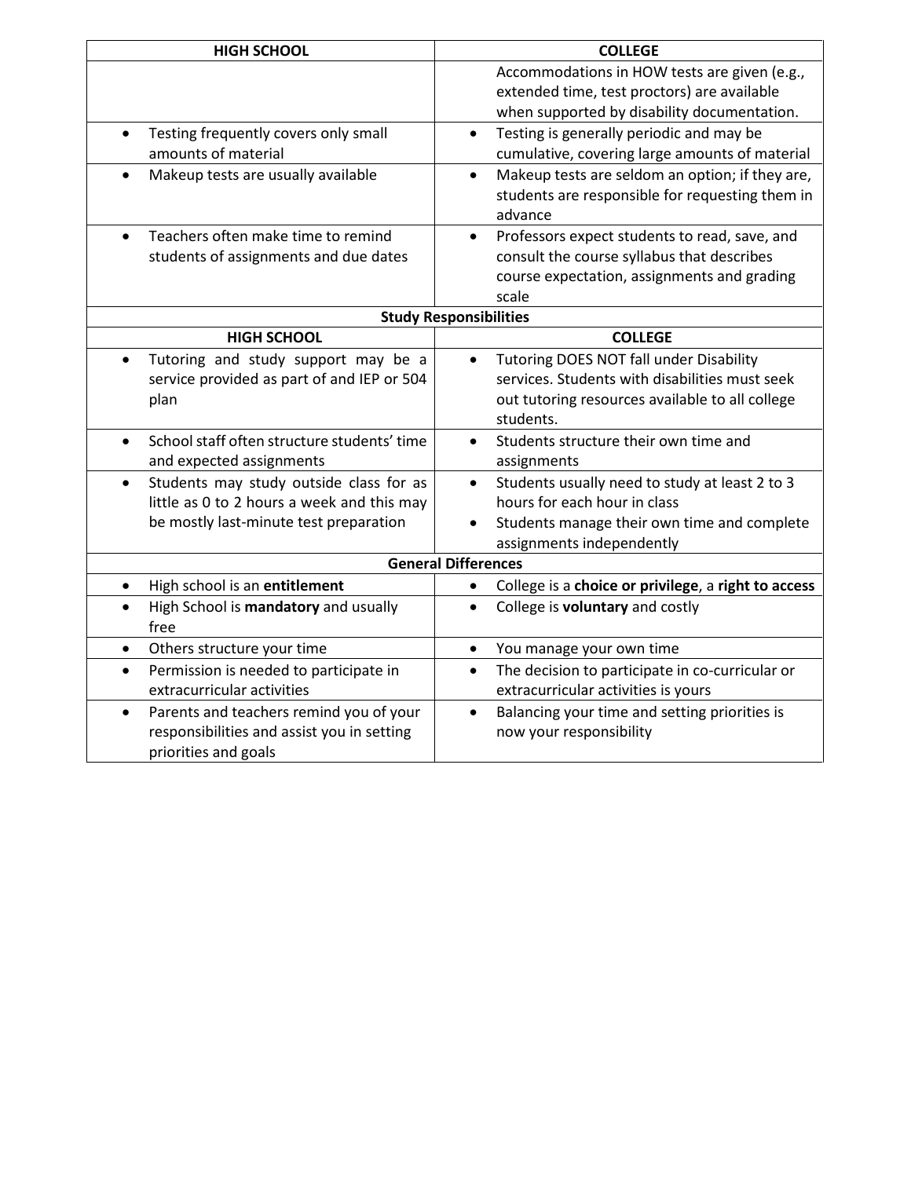| HIGH SCHOOL | COLLEGE |
|---|---|
| | Accommodations in HOW tests are given (e.g., extended time, test proctors) are available when supported by disability documentation. |
| • Testing frequently covers only small amounts of material | • Testing is generally periodic and may be cumulative, covering large amounts of material |
| • Makeup tests are usually available | • Makeup tests are seldom an option; if they are, students are responsible for requesting them in advance |
| • Teachers often make time to remind students of assignments and due dates | • Professors expect students to read, save, and consult the course syllabus that describes course expectation, assignments and grading scale |
| **Study Responsibilities** | |
| **HIGH SCHOOL** | **COLLEGE** |
| • Tutoring and study support may be a service provided as part of and IEP or 504 plan | • Tutoring DOES NOT fall under Disability services. Students with disabilities must seek out tutoring resources available to all college students. |
| • School staff often structure students' time and expected assignments | • Students structure their own time and assignments |
| • Students may study outside class for as little as 0 to 2 hours a week and this may be mostly last-minute test preparation | • Students usually need to study at least 2 to 3 hours for each hour in class<br>• Students manage their own time and complete assignments independently |
| **General Differences** | |
| • High school is an **entitlement** | • College is a **choice or privilege**, a **right to access** |
| • High School is **mandatory** and usually free | • College is **voluntary** and costly |
| • Others structure your time | • You manage your own time |
| • Permission is needed to participate in extracurricular activities | • The decision to participate in co-curricular or extracurricular activities is yours |
| • Parents and teachers remind you of your responsibilities and assist you in setting priorities and goals | • Balancing your time and setting priorities is now your responsibility |